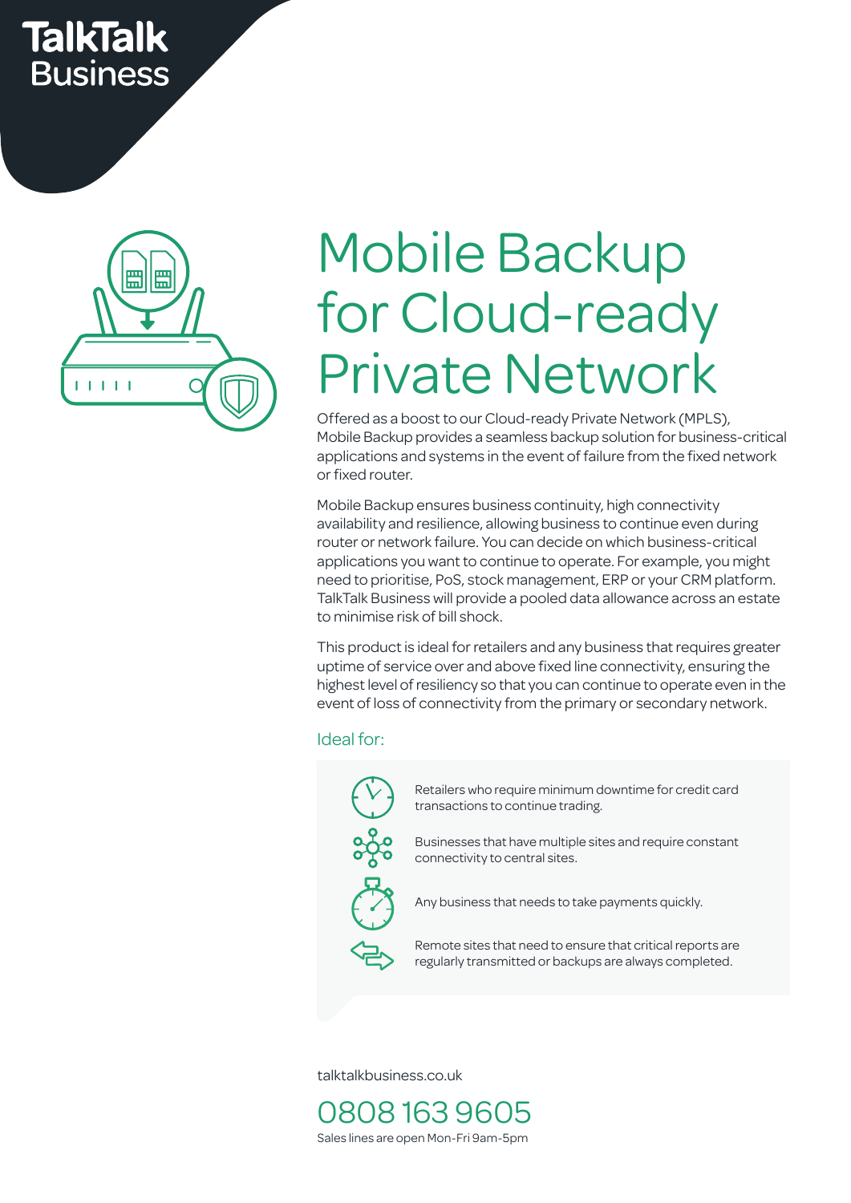# Mobile Backup for Cloud-ready Private Network

Offered as a boost to our Cloud-ready Private Network (MPLS), Mobile Backup provides a seamless backup solution for business-critical applications and systems in the event of failure from the fixed network or fixed router.

Mobile Backup ensures business continuity, high connectivity availability and resilience, allowing business to continue even during router or network failure. You can decide on which business-critical applications you want to continue to operate. For example, you might need to prioritise, PoS, stock management, ERP or your CRM platform. TalkTalk Business will provide a pooled data allowance across an estate to minimise risk of bill shock.

This product is ideal for retailers and any business that requires greater uptime of service over and above fixed line connectivity, ensuring the highest level of resiliency so that you can continue to operate even in the event of loss of connectivity from the primary or secondary network.

## Ideal for:

- Retailers who require minimum downtime for credit card transactions to continue trading.
- Businesses that have multiple sites and require constant connectivity to central sites.
- Any business that needs to take payments quickly.
- Remote sites that need to ensure that critical reports are regularly transmitted or backups are always completed.

talktalkbusiness.co.uk

0808 163 9605

Sales lines are open Mon-Fri 9am-5pm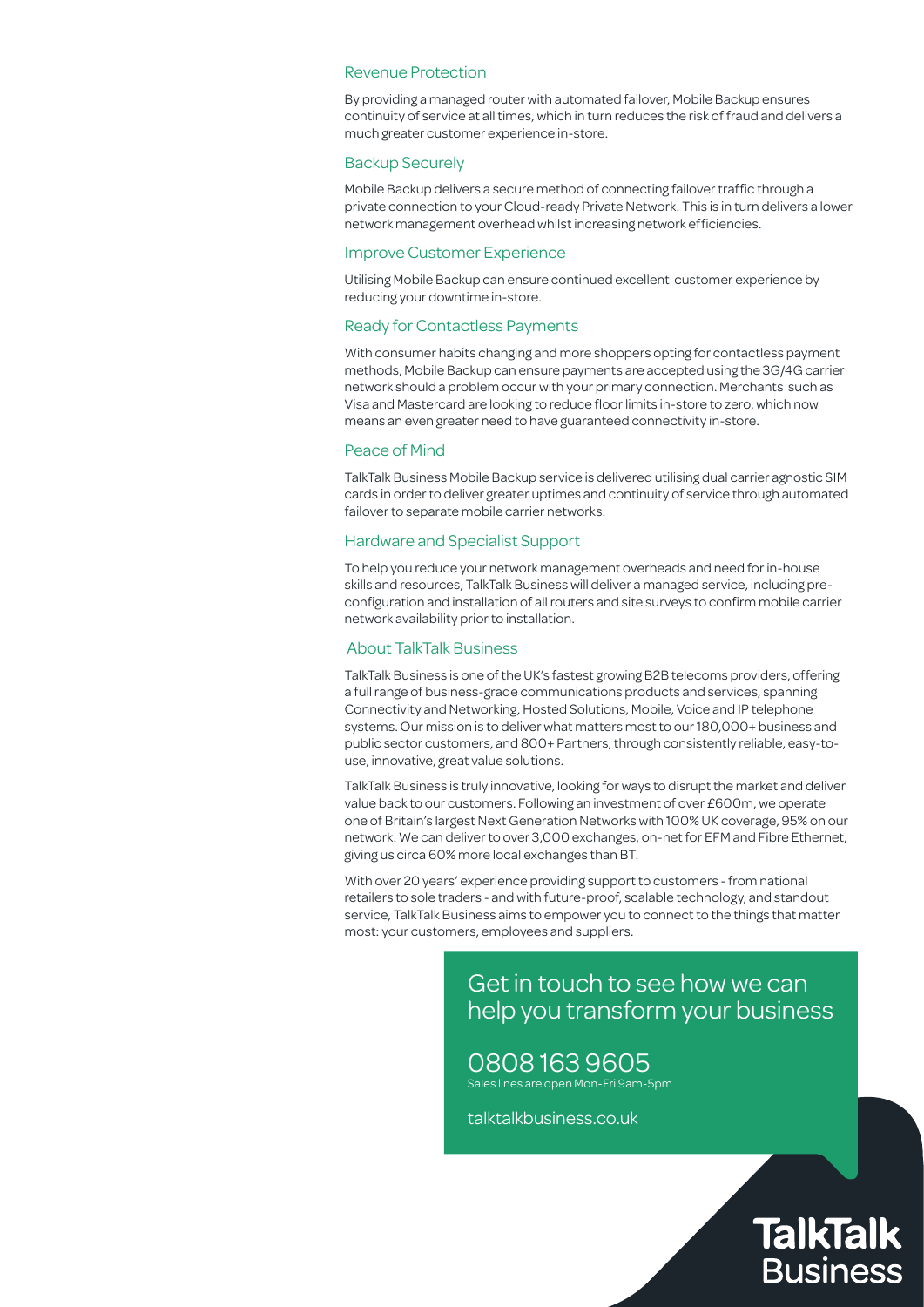## Revenue Protection

By providing a managed router with automated failover, Mobile Backup ensures continuity of service at all times, which in turn reduces the risk of fraud and delivers a much greater customer experience in-store.

## Backup Securely

Mobile Backup delivers a secure method of connecting failover traffic through a private connection to your Cloud-ready Private Network. This is in turn delivers a lower network management overhead whilst increasing network efficiencies.

## Improve Customer Experience

Utilising Mobile Backup can ensure continued excellent customer experience by reducing your downtime in-store.

## Ready for Contactless Payments

With consumer habits changing and more shoppers opting for contactless payment methods, Mobile Backup can ensure payments are accepted using the 3G/4G carrier network should a problem occur with your primary connection. Merchants such as Visa and Mastercard are looking to reduce floor limits in-store to zero, which now means an even greater need to have guaranteed connectivity in-store.

## Peace of Mind

TalkTalk Business Mobile Backup service is delivered utilising dual carrier agnostic SIM cards in order to deliver greater uptimes and continuity of service through automated failover to separate mobile carrier networks.

## Hardware and Specialist Support

To help you reduce your network management overheads and need for in-house skills and resources, TalkTalk Business will deliver a managed service, including pre-configuration and installation of all routers and site surveys to confirm mobile carrier network availability prior to installation.

## About TalkTalk Business

TalkTalk Business is one of the UK's fastest growing B2B telecoms providers, offering a full range of business-grade communications products and services, spanning Connectivity and Networking, Hosted Solutions, Mobile, Voice and IP telephone systems. Our mission is to deliver what matters most to our 180,000+ business and public sector customers, and 800+ Partners, through consistently reliable, easy-to-use, innovative, great value solutions.

TalkTalk Business is truly innovative, looking for ways to disrupt the market and deliver value back to our customers. Following an investment of over £600m, we operate one of Britain's largest Next Generation Networks with 100% UK coverage, 95% on our network. We can deliver to over 3,000 exchanges, on-net for EFM and Fibre Ethernet, giving us circa 60% more local exchanges than BT.

With over 20 years' experience providing support to customers - from national retailers to sole traders - and with future-proof, scalable technology, and standout service, TalkTalk Business aims to empower you to connect to the things that matter most: your customers, employees and suppliers.

Get in touch to see how we can help you transform your business

0808 163 9605

Sales lines are open Mon-Fri 9am-5pm

talktalkbusiness.co.uk

TalkTalk Business